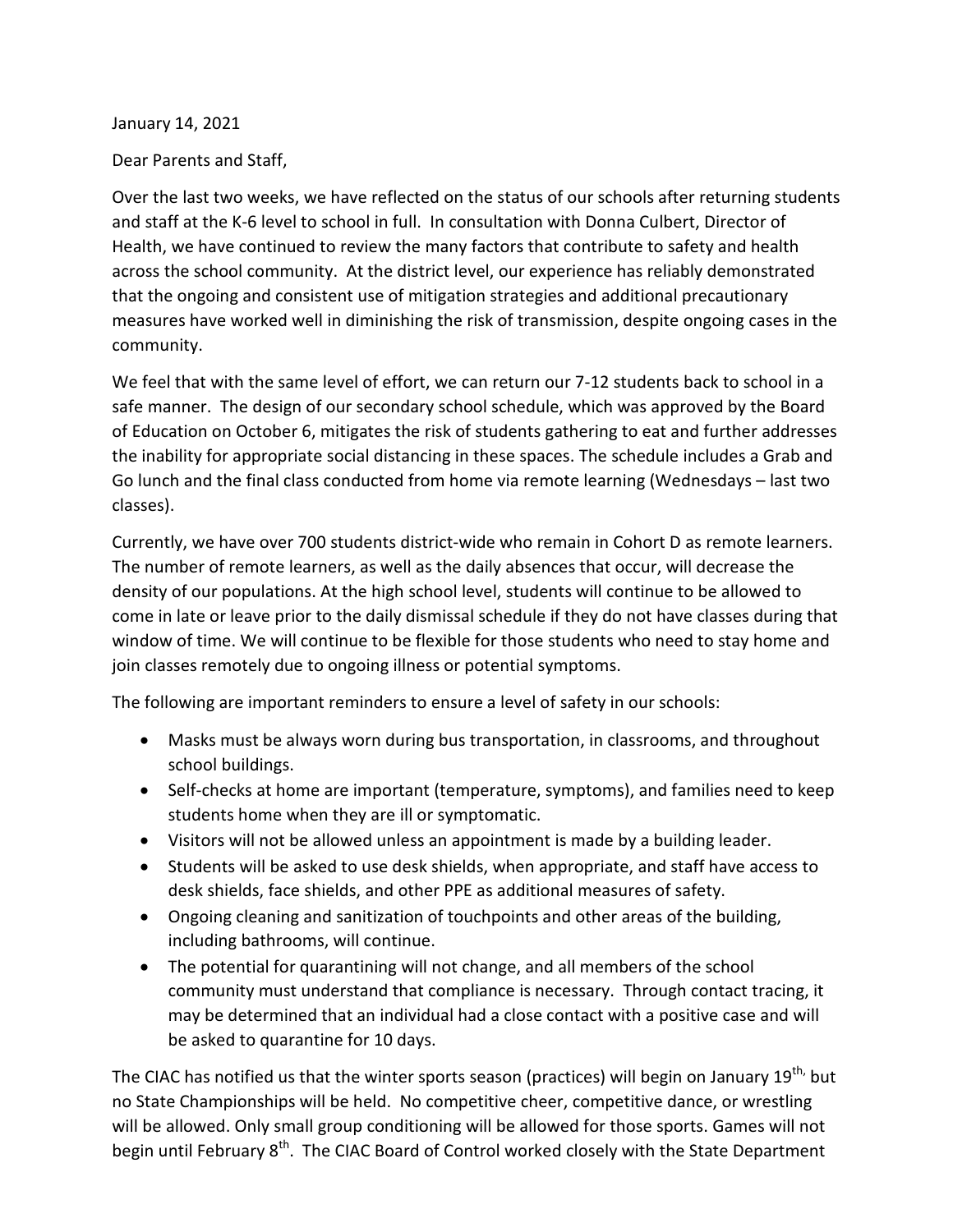January 14, 2021

Dear Parents and Staff,

Over the last two weeks, we have reflected on the status of our schools after returning students and staff at the K-6 level to school in full. In consultation with Donna Culbert, Director of Health, we have continued to review the many factors that contribute to safety and health across the school community. At the district level, our experience has reliably demonstrated that the ongoing and consistent use of mitigation strategies and additional precautionary measures have worked well in diminishing the risk of transmission, despite ongoing cases in the community.

We feel that with the same level of effort, we can return our 7-12 students back to school in a safe manner. The design of our secondary school schedule, which was approved by the Board of Education on October 6, mitigates the risk of students gathering to eat and further addresses the inability for appropriate social distancing in these spaces. The schedule includes a Grab and Go lunch and the final class conducted from home via remote learning (Wednesdays – last two classes).

Currently, we have over 700 students district-wide who remain in Cohort D as remote learners. The number of remote learners, as well as the daily absences that occur, will decrease the density of our populations. At the high school level, students will continue to be allowed to come in late or leave prior to the daily dismissal schedule if they do not have classes during that window of time. We will continue to be flexible for those students who need to stay home and join classes remotely due to ongoing illness or potential symptoms.

The following are important reminders to ensure a level of safety in our schools:

- Masks must be always worn during bus transportation, in classrooms, and throughout school buildings.
- Self-checks at home are important (temperature, symptoms), and families need to keep students home when they are ill or symptomatic.
- Visitors will not be allowed unless an appointment is made by a building leader.
- Students will be asked to use desk shields, when appropriate, and staff have access to desk shields, face shields, and other PPE as additional measures of safety.
- Ongoing cleaning and sanitization of touchpoints and other areas of the building, including bathrooms, will continue.
- The potential for quarantining will not change, and all members of the school community must understand that compliance is necessary. Through contact tracing, it may be determined that an individual had a close contact with a positive case and will be asked to quarantine for 10 days.

The CIAC has notified us that the winter sports season (practices) will begin on January 19th, but no State Championships will be held. No competitive cheer, competitive dance, or wrestling will be allowed. Only small group conditioning will be allowed for those sports. Games will not begin until February 8th. The CIAC Board of Control worked closely with the State Department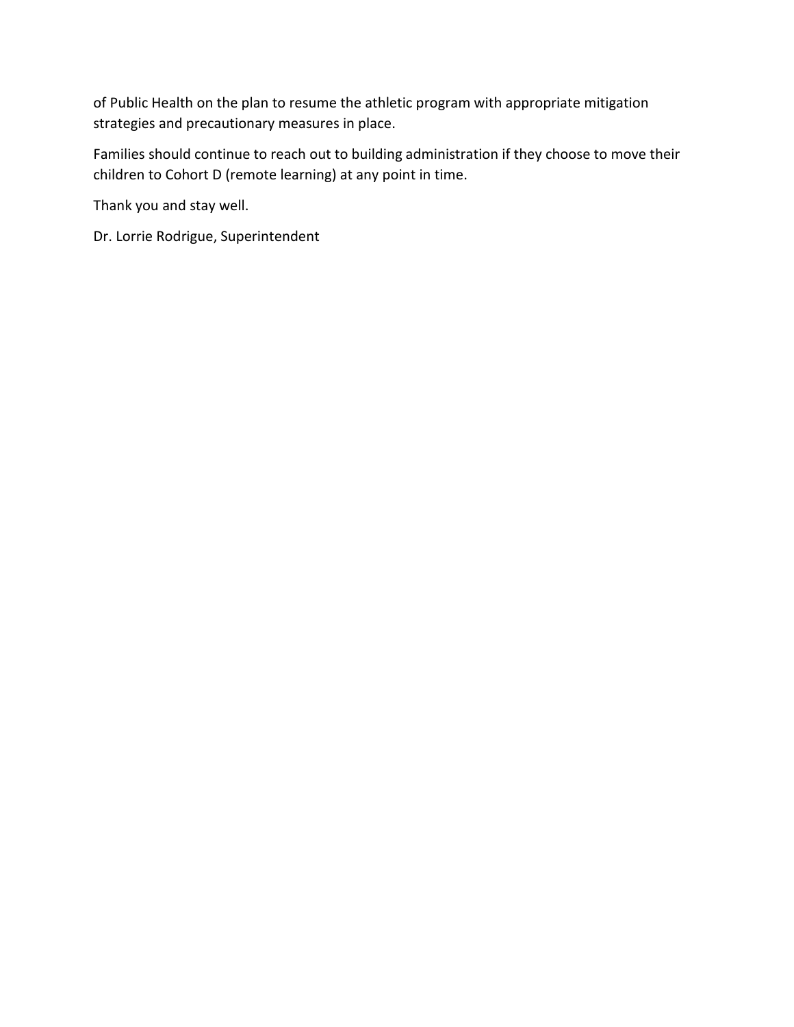of Public Health on the plan to resume the athletic program with appropriate mitigation strategies and precautionary measures in place.

Families should continue to reach out to building administration if they choose to move their children to Cohort D (remote learning) at any point in time.

Thank you and stay well.

Dr. Lorrie Rodrigue, Superintendent